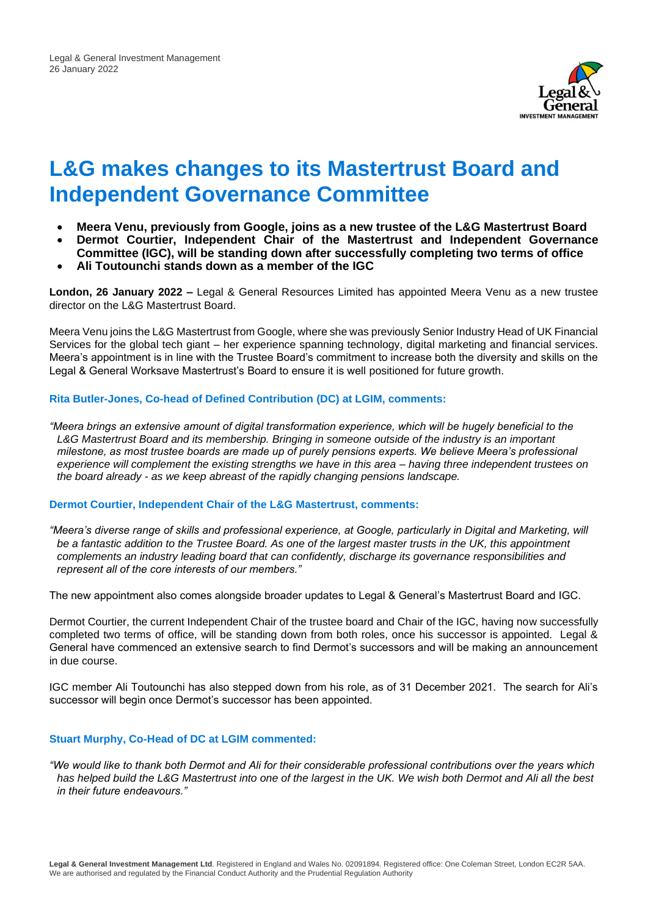Legal & General Investment Management
26 January 2022

# L&G makes changes to its Mastertrust Board and Independent Governance Committee

- **Meera Venu, previously from Google, joins as a new trustee of the L&G Mastertrust Board**
- **Dermot Courtier, Independent Chair of the Mastertrust and Independent Governance Committee (IGC), will be standing down after successfully completing two terms of office**
- **Ali Toutounchi stands down as a member of the IGC**

**London, 26 January 2022 –** Legal & General Resources Limited has appointed Meera Venu as a new trustee director on the L&G Mastertrust Board.

Meera Venu joins the L&G Mastertrust from Google, where she was previously Senior Industry Head of UK Financial Services for the global tech giant – her experience spanning technology, digital marketing and financial services. Meera's appointment is in line with the Trustee Board's commitment to increase both the diversity and skills on the Legal & General Worksave Mastertrust's Board to ensure it is well positioned for future growth.

### Rita Butler-Jones, Co-head of Defined Contribution (DC) at LGIM, comments:

*"Meera brings an extensive amount of digital transformation experience, which will be hugely beneficial to the L&G Mastertrust Board and its membership. Bringing in someone outside of the industry is an important milestone, as most trustee boards are made up of purely pensions experts. We believe Meera's professional experience will complement the existing strengths we have in this area – having three independent trustees on the board already - as we keep abreast of the rapidly changing pensions landscape.*

### Dermot Courtier, Independent Chair of the L&G Mastertrust, comments:

*"Meera's diverse range of skills and professional experience, at Google, particularly in Digital and Marketing, will be a fantastic addition to the Trustee Board. As one of the largest master trusts in the UK, this appointment complements an industry leading board that can confidently, discharge its governance responsibilities and represent all of the core interests of our members."*

The new appointment also comes alongside broader updates to Legal & General's Mastertrust Board and IGC.

Dermot Courtier, the current Independent Chair of the trustee board and Chair of the IGC, having now successfully completed two terms of office, will be standing down from both roles, once his successor is appointed. Legal & General have commenced an extensive search to find Dermot's successors and will be making an announcement in due course.

IGC member Ali Toutounchi has also stepped down from his role, as of 31 December 2021. The search for Ali's successor will begin once Dermot's successor has been appointed.

### Stuart Murphy, Co-Head of DC at LGIM commented:

*"We would like to thank both Dermot and Ali for their considerable professional contributions over the years which has helped build the L&G Mastertrust into one of the largest in the UK. We wish both Dermot and Ali all the best in their future endeavours."*

**Legal & General Investment Management Ltd**. Registered in England and Wales No. 02091894. Registered office: One Coleman Street, London EC2R 5AA. We are authorised and regulated by the Financial Conduct Authority and the Prudential Regulation Authority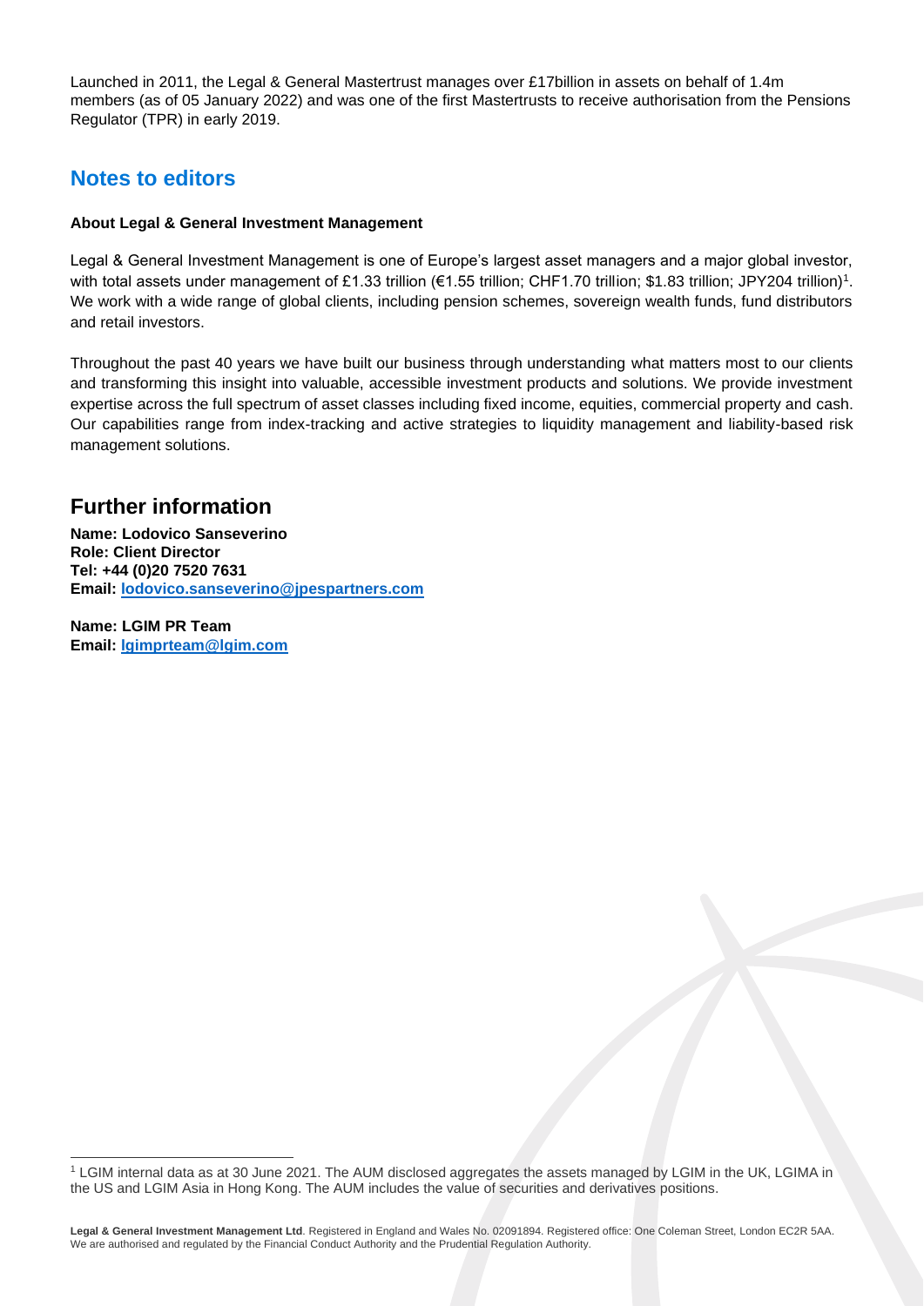Launched in 2011, the Legal & General Mastertrust manages over £17billion in assets on behalf of 1.4m members (as of 05 January 2022) and was one of the first Mastertrusts to receive authorisation from the Pensions Regulator (TPR) in early 2019.

## Notes to editors

**About Legal & General Investment Management**

Legal & General Investment Management is one of Europe's largest asset managers and a major global investor, with total assets under management of £1.33 trillion (€1.55 trillion; CHF1.70 trillion; $1.83 trillion; JPY204 trillion)[1]. We work with a wide range of global clients, including pension schemes, sovereign wealth funds, fund distributors and retail investors.

Throughout the past 40 years we have built our business through understanding what matters most to our clients and transforming this insight into valuable, accessible investment products and solutions. We provide investment expertise across the full spectrum of asset classes including fixed income, equities, commercial property and cash. Our capabilities range from index-tracking and active strategies to liquidity management and liability-based risk management solutions.

## Further information

**Name: Lodovico Sanseverino**
**Role: Client Director**
**Tel: +44 (0)20 7520 7631**
**Email: lodovico.sanseverino@jpespartners.com**

**Name: LGIM PR Team**
**Email: lgimprteam@lgim.com**

[1] LGIM internal data as at 30 June 2021. The AUM disclosed aggregates the assets managed by LGIM in the UK, LGIMA in the US and LGIM Asia in Hong Kong. The AUM includes the value of securities and derivatives positions.

**Legal & General Investment Management Ltd**. Registered in England and Wales No. 02091894. Registered office: One Coleman Street, London EC2R 5AA. We are authorised and regulated by the Financial Conduct Authority and the Prudential Regulation Authority.